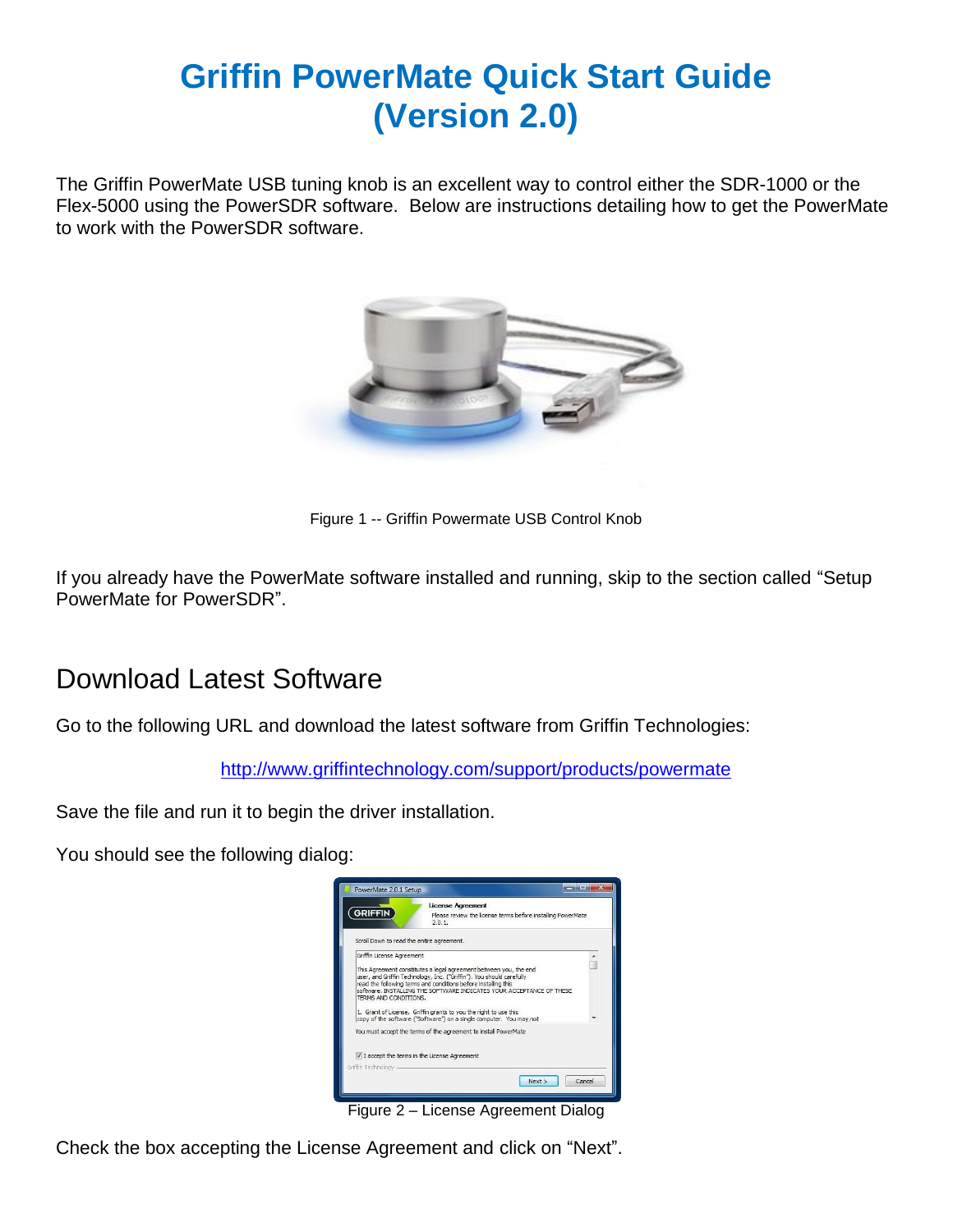# Griffin PowerMate Quick Start Guide (Version 2.0)

The Griffin PowerMate USB tuning knob is an excellent way to control either the SDR-1000 or the Flex-5000 using the PowerSDR software. Below are instructions detailing how to get the PowerMate to work with the PowerSDR software.

Figure 1 -- Griffin Powermate USB Control Knob

If you already have the PowerMate software installed and running, skip to the section called "Setup PowerMate for PowerSDR".

## Download Latest Software

Go to the following URL and download the latest software from Griffin Technologies:

http://www.griffintechnology.com/support/products/powermate

Save the file and run it to begin the driver installation.

You should see the following dialog:

Figure 2 – License Agreement Dialog

Check the box accepting the License Agreement and click on "Next".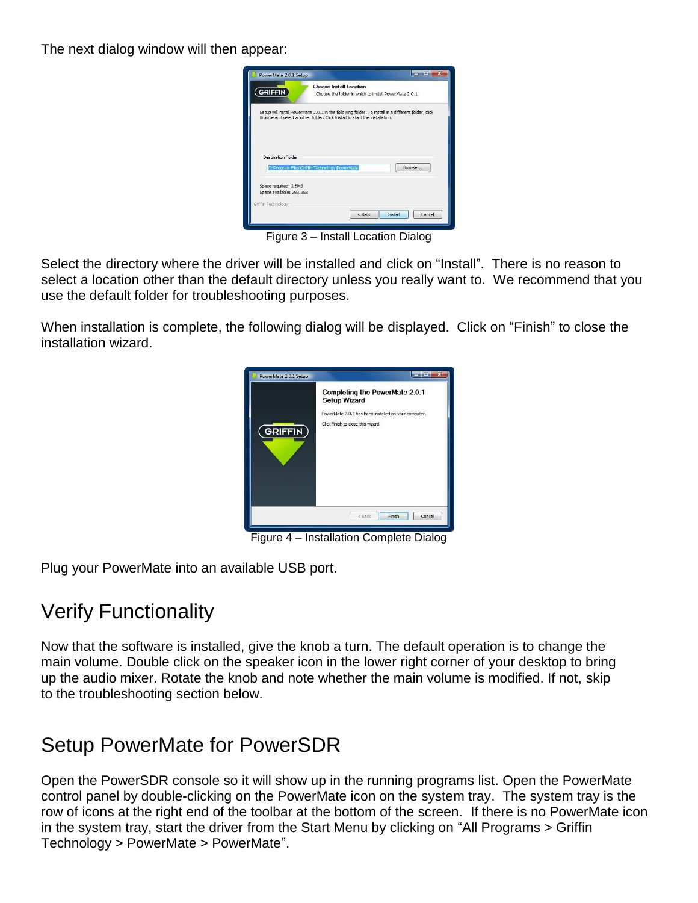The next dialog window will then appear:

Figure 3 – Install Location Dialog

Select the directory where the driver will be installed and click on "Install". There is no reason to select a location other than the default directory unless you really want to. We recommend that you use the default folder for troubleshooting purposes.

When installation is complete, the following dialog will be displayed. Click on "Finish" to close the installation wizard.

Figure 4 – Installation Complete Dialog

Plug your PowerMate into an available USB port.

## Verify Functionality

Now that the software is installed, give the knob a turn. The default operation is to change the main volume. Double click on the speaker icon in the lower right corner of your desktop to bring up the audio mixer. Rotate the knob and note whether the main volume is modified. If not, skip to the troubleshooting section below.

## Setup PowerMate for PowerSDR

Open the PowerSDR console so it will show up in the running programs list. Open the PowerMate control panel by double-clicking on the PowerMate icon on the system tray. The system tray is the row of icons at the right end of the toolbar at the bottom of the screen. If there is no PowerMate icon in the system tray, start the driver from the Start Menu by clicking on "All Programs > Griffin Technology > PowerMate > PowerMate".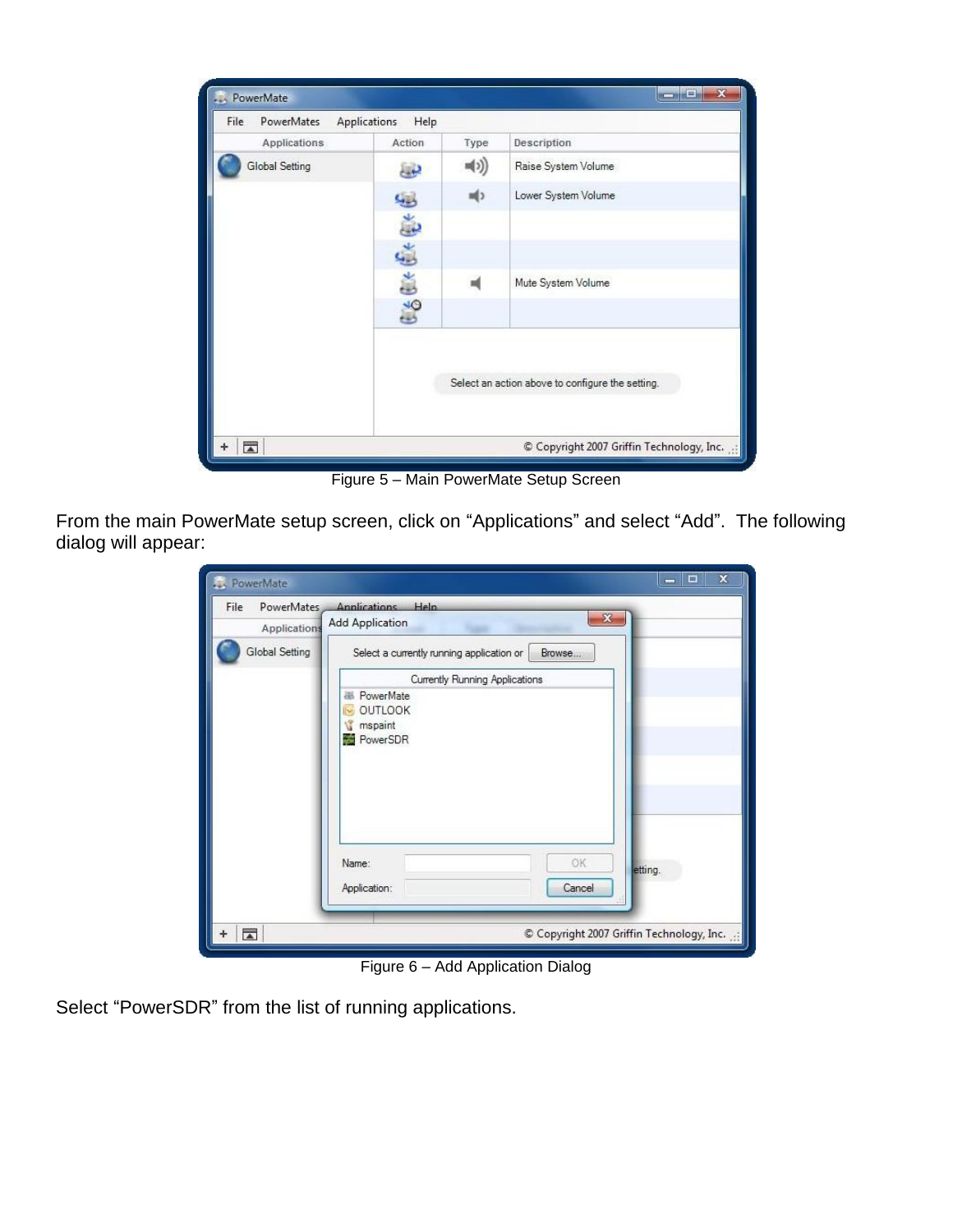Figure 5 – Main PowerMate Setup Screen

From the main PowerMate setup screen, click on “Applications” and select “Add”. The following dialog will appear:

Figure 6 – Add Application Dialog

Select “PowerSDR” from the list of running applications.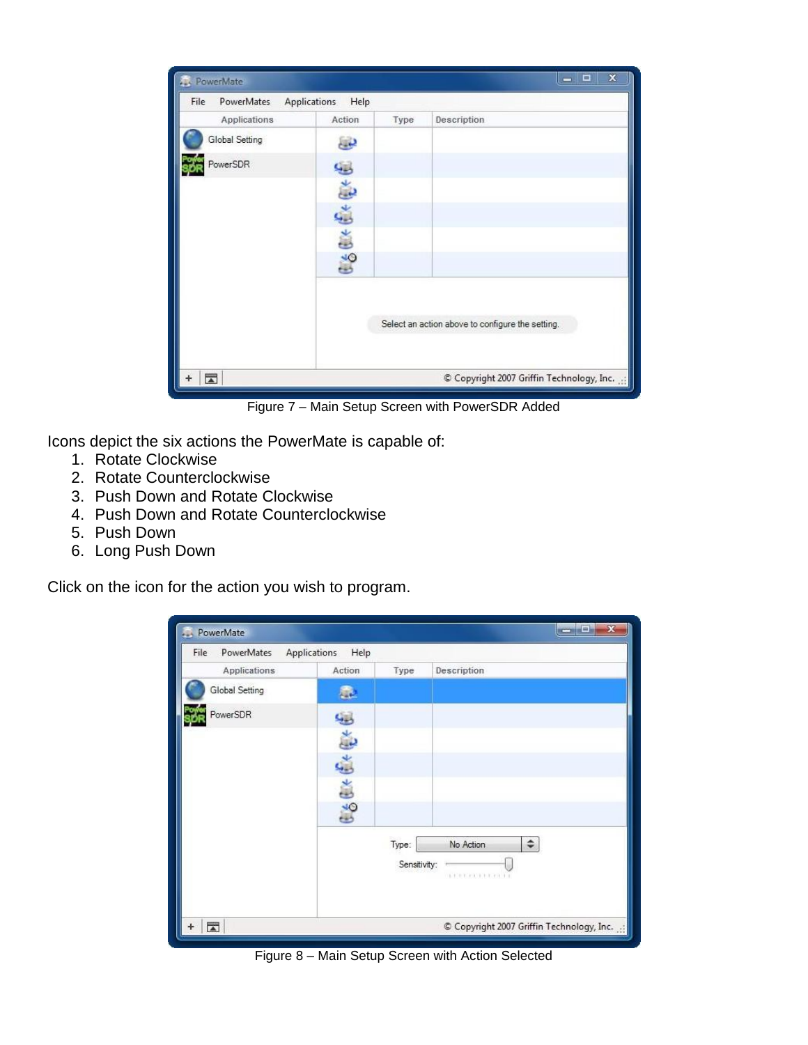Figure 7 – Main Setup Screen with PowerSDR Added

Icons depict the six actions the PowerMate is capable of:

1. Rotate Clockwise
2. Rotate Counterclockwise
3. Push Down and Rotate Clockwise
4. Push Down and Rotate Counterclockwise
5. Push Down
6. Long Push Down

Click on the icon for the action you wish to program.

Figure 8 – Main Setup Screen with Action Selected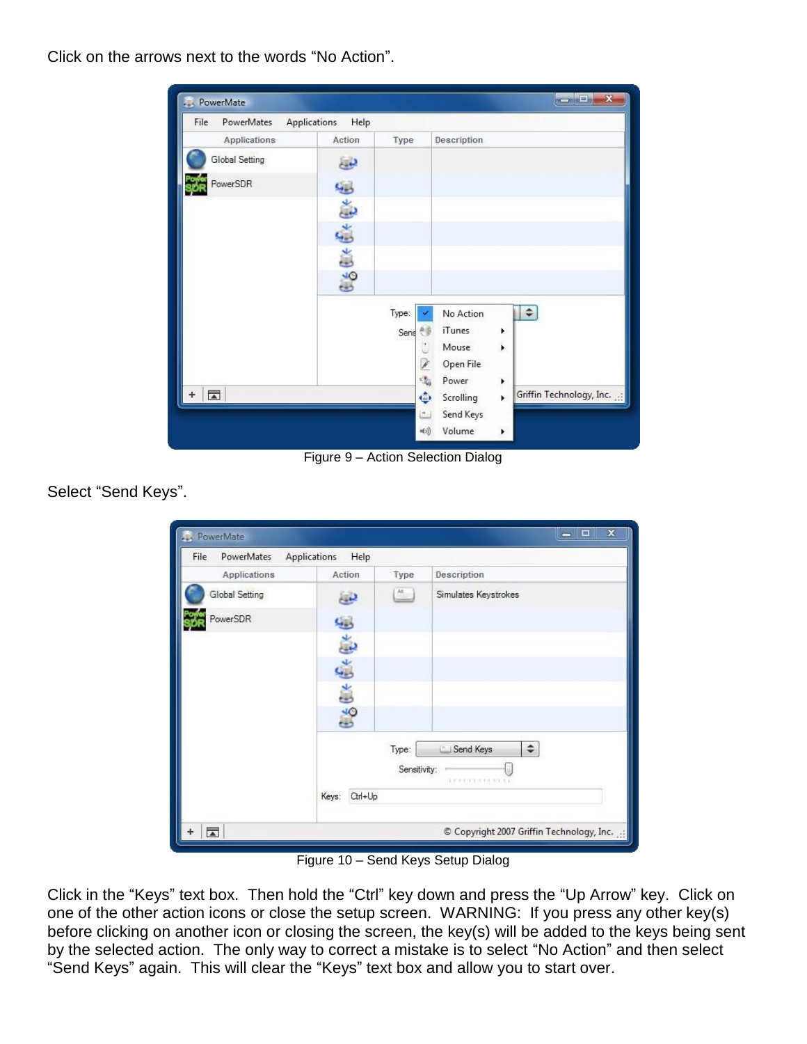Click on the arrows next to the words “No Action”.

Figure 9 – Action Selection Dialog

Select “Send Keys”.

Figure 10 – Send Keys Setup Dialog

Click in the “Keys” text box. Then hold the “Ctrl” key down and press the “Up Arrow” key. Click on one of the other action icons or close the setup screen. WARNING: If you press any other key(s) before clicking on another icon or closing the screen, the key(s) will be added to the keys being sent by the selected action. The only way to correct a mistake is to select “No Action” and then select “Send Keys” again. This will clear the “Keys” text box and allow you to start over.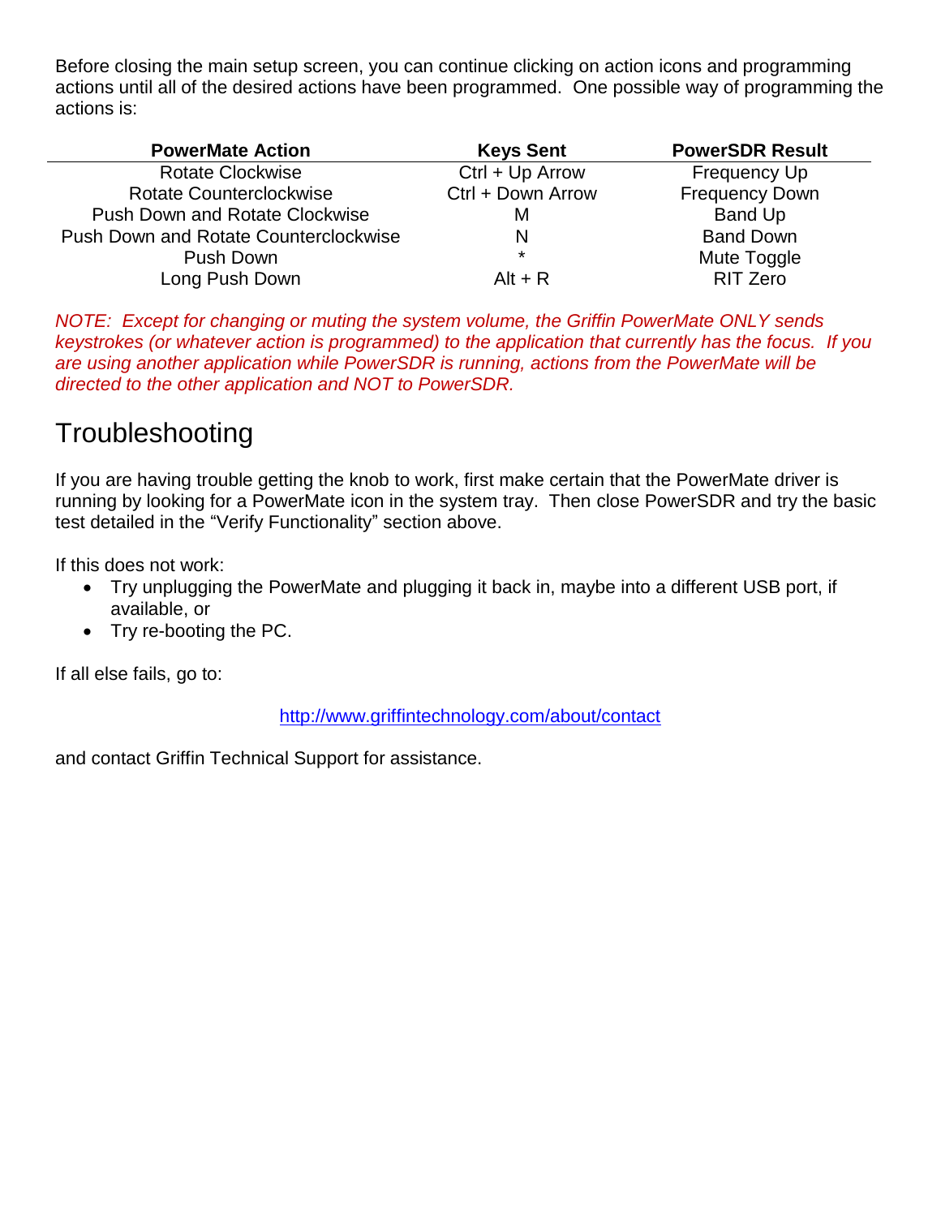Before closing the main setup screen, you can continue clicking on action icons and programming actions until all of the desired actions have been programmed.  One possible way of programming the actions is:

| PowerMate Action | Keys Sent | PowerSDR Result |
|---|---|---|
| Rotate Clockwise | Ctrl + Up Arrow | Frequency Up |
| Rotate Counterclockwise | Ctrl + Down Arrow | Frequency Down |
| Push Down and Rotate Clockwise | M | Band Up |
| Push Down and Rotate Counterclockwise | N | Band Down |
| Push Down | * | Mute Toggle |
| Long Push Down | Alt + R | RIT Zero |

*NOTE:  Except for changing or muting the system volume, the Griffin PowerMate ONLY sends keystrokes (or whatever action is programmed) to the application that currently has the focus.  If you are using another application while PowerSDR is running, actions from the PowerMate will be directed to the other application and NOT to PowerSDR.*

# Troubleshooting

If you are having trouble getting the knob to work, first make certain that the PowerMate driver is running by looking for a PowerMate icon in the system tray.  Then close PowerSDR and try the basic test detailed in the “Verify Functionality” section above.

If this does not work:

- Try unplugging the PowerMate and plugging it back in, maybe into a different USB port, if available, or
- Try re-booting the PC.

If all else fails, go to:

http://www.griffintechnology.com/about/contact

and contact Griffin Technical Support for assistance.